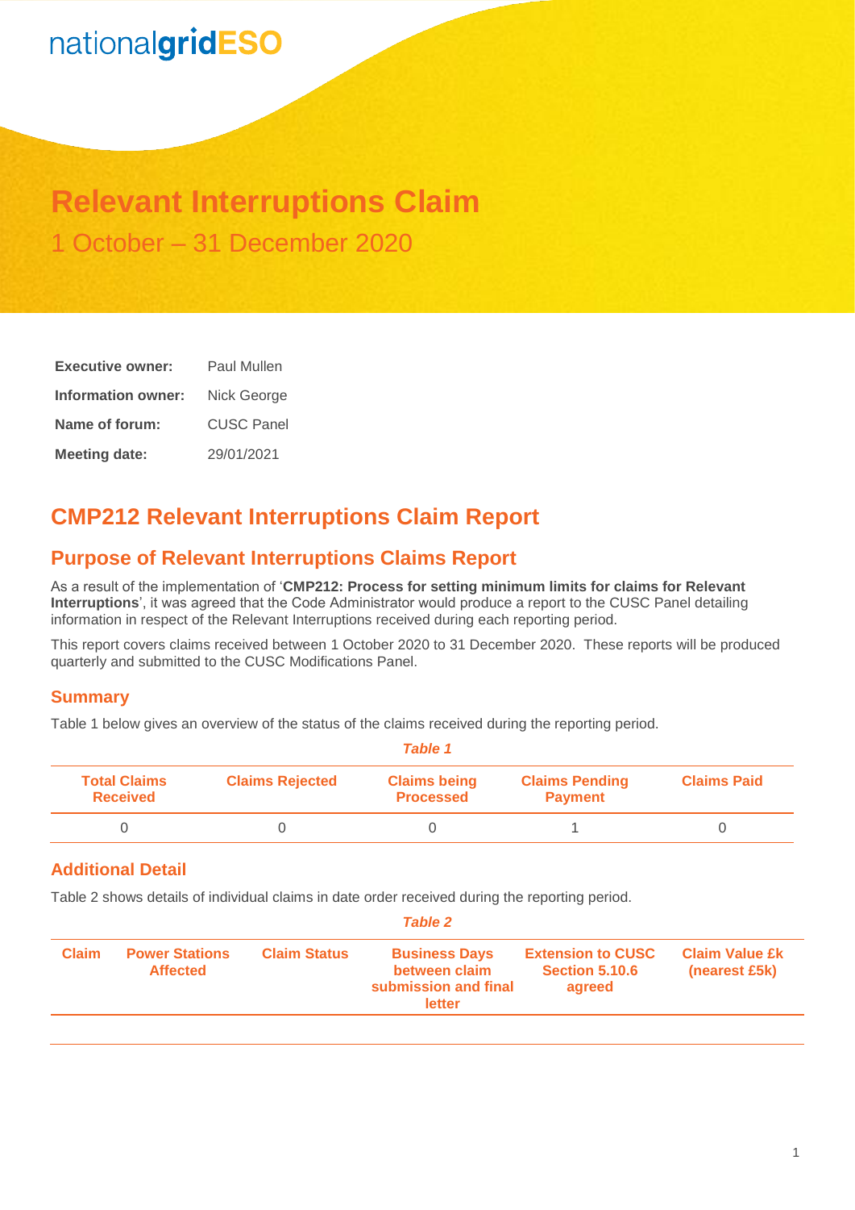nationalgridESO

# Relevant Interruptions Claim

1 October – 31 December 2020

| | |
|---|---|
| **Executive owner:** | Paul Mullen |
| **Information owner:** | Nick George |
| **Name of forum:** | CUSC Panel |
| **Meeting date:** | 29/01/2021 |

## CMP212 Relevant Interruptions Claim Report

## Purpose of Relevant Interruptions Claims Report

As a result of the implementation of '**CMP212: Process for setting minimum limits for claims for Relevant Interruptions**', it was agreed that the Code Administrator would produce a report to the CUSC Panel detailing information in respect of the Relevant Interruptions received during each reporting period.

This report covers claims received between 1 October 2020 to 31 December 2020. These reports will be produced quarterly and submitted to the CUSC Modifications Panel.

### Summary

Table 1 below gives an overview of the status of the claims received during the reporting period.

*Table 1*

| Total Claims Received | Claims Rejected | Claims being Processed | Claims Pending Payment | Claims Paid |
|---|---|---|---|---|
| 0 | 0 | 0 | 1 | 0 |

### Additional Detail

Table 2 shows details of individual claims in date order received during the reporting period.

*Table 2*

| Claim | Power Stations Affected | Claim Status | Business Days between claim submission and final letter | Extension to CUSC Section 5.10.6 agreed | Claim Value £k (nearest £5k) |
|---|---|---|---|---|---|
| | | | | | |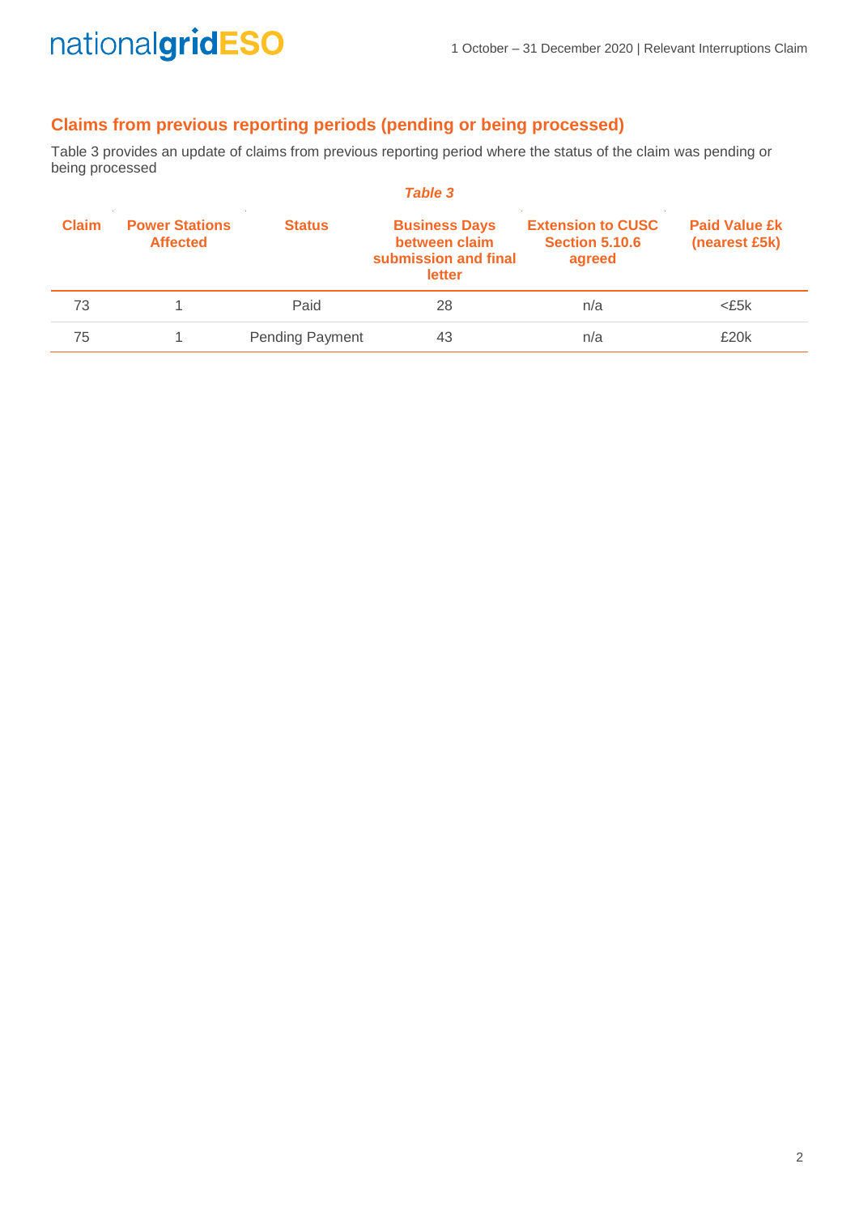## Claims from previous reporting periods (pending or being processed)

Table 3 provides an update of claims from previous reporting period where the status of the claim was pending or being processed

*Table 3*

| Claim | Power Stations Affected | Status | Business Days between claim submission and final letter | Extension to CUSC Section 5.10.6 agreed | Paid Value £k (nearest £5k) |
|---|---|---|---|---|---|
| 73 | 1 | Paid | 28 | n/a | <£5k |
| 75 | 1 | Pending Payment | 43 | n/a | £20k |